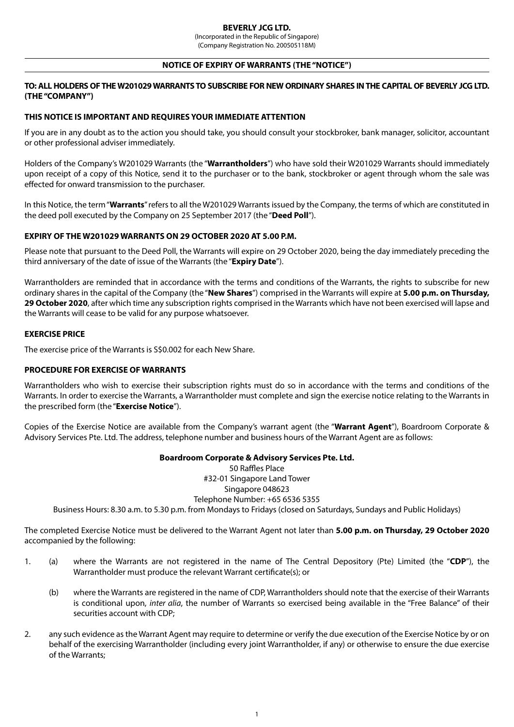**BEVERLY JCG LTD.**

(Incorporated in the Republic of Singapore)
(Company Registration No. 200505118M)

## NOTICE OF EXPIRY OF WARRANTS (THE "NOTICE")

**TO: ALL HOLDERS OF THE W201029 WARRANTS TO SUBSCRIBE FOR NEW ORDINARY SHARES IN THE CAPITAL OF BEVERLY JCG LTD. (THE "COMPANY")**

**THIS NOTICE IS IMPORTANT AND REQUIRES YOUR IMMEDIATE ATTENTION**

If you are in any doubt as to the action you should take, you should consult your stockbroker, bank manager, solicitor, accountant or other professional adviser immediately.

Holders of the Company's W201029 Warrants (the "**Warrantholders**") who have sold their W201029 Warrants should immediately upon receipt of a copy of this Notice, send it to the purchaser or to the bank, stockbroker or agent through whom the sale was effected for onward transmission to the purchaser.

In this Notice, the term "**Warrants**" refers to all the W201029 Warrants issued by the Company, the terms of which are constituted in the deed poll executed by the Company on 25 September 2017 (the "**Deed Poll**").

### EXPIRY OF THE W201029 WARRANTS ON 29 OCTOBER 2020 AT 5.00 P.M.

Please note that pursuant to the Deed Poll, the Warrants will expire on 29 October 2020, being the day immediately preceding the third anniversary of the date of issue of the Warrants (the "**Expiry Date**").

Warrantholders are reminded that in accordance with the terms and conditions of the Warrants, the rights to subscribe for new ordinary shares in the capital of the Company (the "**New Shares**") comprised in the Warrants will expire at **5.00 p.m. on Thursday, 29 October 2020**, after which time any subscription rights comprised in the Warrants which have not been exercised will lapse and the Warrants will cease to be valid for any purpose whatsoever.

### EXERCISE PRICE

The exercise price of the Warrants is S$0.002 for each New Share.

### PROCEDURE FOR EXERCISE OF WARRANTS

Warrantholders who wish to exercise their subscription rights must do so in accordance with the terms and conditions of the Warrants. In order to exercise the Warrants, a Warrantholder must complete and sign the exercise notice relating to the Warrants in the prescribed form (the "**Exercise Notice**").

Copies of the Exercise Notice are available from the Company's warrant agent (the "**Warrant Agent**"), Boardroom Corporate & Advisory Services Pte. Ltd. The address, telephone number and business hours of the Warrant Agent are as follows:

**Boardroom Corporate & Advisory Services Pte. Ltd.**
50 Raffles Place
#32-01 Singapore Land Tower
Singapore 048623
Telephone Number: +65 6536 5355
Business Hours: 8.30 a.m. to 5.30 p.m. from Mondays to Fridays (closed on Saturdays, Sundays and Public Holidays)

The completed Exercise Notice must be delivered to the Warrant Agent not later than **5.00 p.m. on Thursday, 29 October 2020** accompanied by the following:

1. (a) where the Warrants are not registered in the name of The Central Depository (Pte) Limited (the "**CDP**"), the Warrantholder must produce the relevant Warrant certificate(s); or

   (b) where the Warrants are registered in the name of CDP, Warrantholders should note that the exercise of their Warrants is conditional upon, *inter alia*, the number of Warrants so exercised being available in the "Free Balance" of their securities account with CDP;

2. any such evidence as the Warrant Agent may require to determine or verify the due execution of the Exercise Notice by or on behalf of the exercising Warrantholder (including every joint Warrantholder, if any) or otherwise to ensure the due exercise of the Warrants;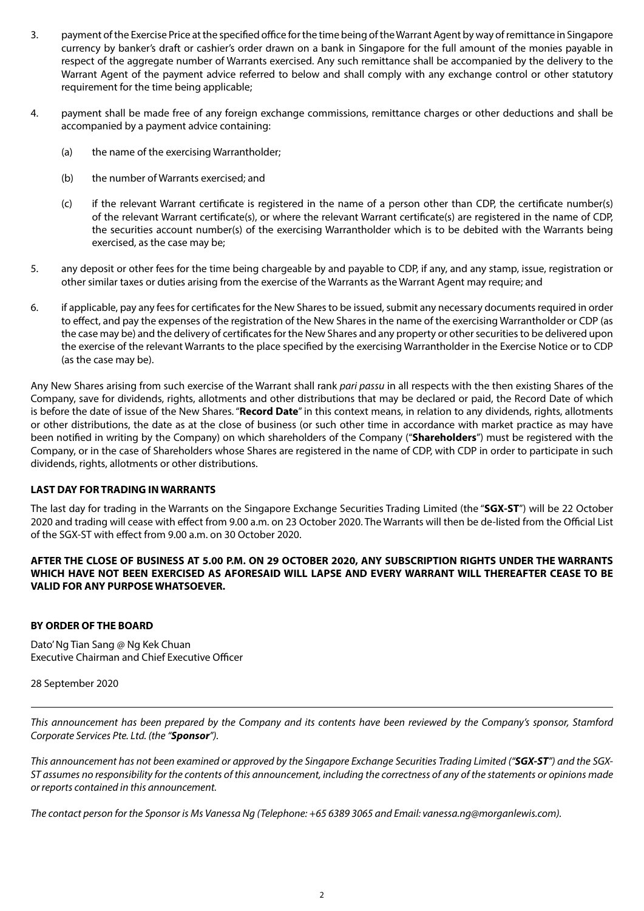3. payment of the Exercise Price at the specified office for the time being of the Warrant Agent by way of remittance in Singapore currency by banker's draft or cashier's order drawn on a bank in Singapore for the full amount of the monies payable in respect of the aggregate number of Warrants exercised. Any such remittance shall be accompanied by the delivery to the Warrant Agent of the payment advice referred to below and shall comply with any exchange control or other statutory requirement for the time being applicable;

4. payment shall be made free of any foreign exchange commissions, remittance charges or other deductions and shall be accompanied by a payment advice containing:

   (a) the name of the exercising Warrantholder;

   (b) the number of Warrants exercised; and

   (c) if the relevant Warrant certificate is registered in the name of a person other than CDP, the certificate number(s) of the relevant Warrant certificate(s), or where the relevant Warrant certificate(s) are registered in the name of CDP, the securities account number(s) of the exercising Warrantholder which is to be debited with the Warrants being exercised, as the case may be;

5. any deposit or other fees for the time being chargeable by and payable to CDP, if any, and any stamp, issue, registration or other similar taxes or duties arising from the exercise of the Warrants as the Warrant Agent may require; and

6. if applicable, pay any fees for certificates for the New Shares to be issued, submit any necessary documents required in order to effect, and pay the expenses of the registration of the New Shares in the name of the exercising Warrantholder or CDP (as the case may be) and the delivery of certificates for the New Shares and any property or other securities to be delivered upon the exercise of the relevant Warrants to the place specified by the exercising Warrantholder in the Exercise Notice or to CDP (as the case may be).

Any New Shares arising from such exercise of the Warrant shall rank *pari passu* in all respects with the then existing Shares of the Company, save for dividends, rights, allotments and other distributions that may be declared or paid, the Record Date of which is before the date of issue of the New Shares. "**Record Date**" in this context means, in relation to any dividends, rights, allotments or other distributions, the date as at the close of business (or such other time in accordance with market practice as may have been notified in writing by the Company) on which shareholders of the Company ("**Shareholders**") must be registered with the Company, or in the case of Shareholders whose Shares are registered in the name of CDP, with CDP in order to participate in such dividends, rights, allotments or other distributions.

**LAST DAY FOR TRADING IN WARRANTS**

The last day for trading in the Warrants on the Singapore Exchange Securities Trading Limited (the "**SGX-ST**") will be 22 October 2020 and trading will cease with effect from 9.00 a.m. on 23 October 2020. The Warrants will then be de-listed from the Official List of the SGX-ST with effect from 9.00 a.m. on 30 October 2020.

**AFTER THE CLOSE OF BUSINESS AT 5.00 P.M. ON 29 OCTOBER 2020, ANY SUBSCRIPTION RIGHTS UNDER THE WARRANTS WHICH HAVE NOT BEEN EXERCISED AS AFORESAID WILL LAPSE AND EVERY WARRANT WILL THEREAFTER CEASE TO BE VALID FOR ANY PURPOSE WHATSOEVER.**

**BY ORDER OF THE BOARD**

Dato' Ng Tian Sang @ Ng Kek Chuan
Executive Chairman and Chief Executive Officer

28 September 2020

---

*This announcement has been prepared by the Company and its contents have been reviewed by the Company's sponsor, Stamford Corporate Services Pte. Ltd. (the "**Sponsor**").*

*This announcement has not been examined or approved by the Singapore Exchange Securities Trading Limited ("**SGX-ST**") and the SGX-ST assumes no responsibility for the contents of this announcement, including the correctness of any of the statements or opinions made or reports contained in this announcement.*

*The contact person for the Sponsor is Ms Vanessa Ng (Telephone: +65 6389 3065 and Email: vanessa.ng@morganlewis.com).*